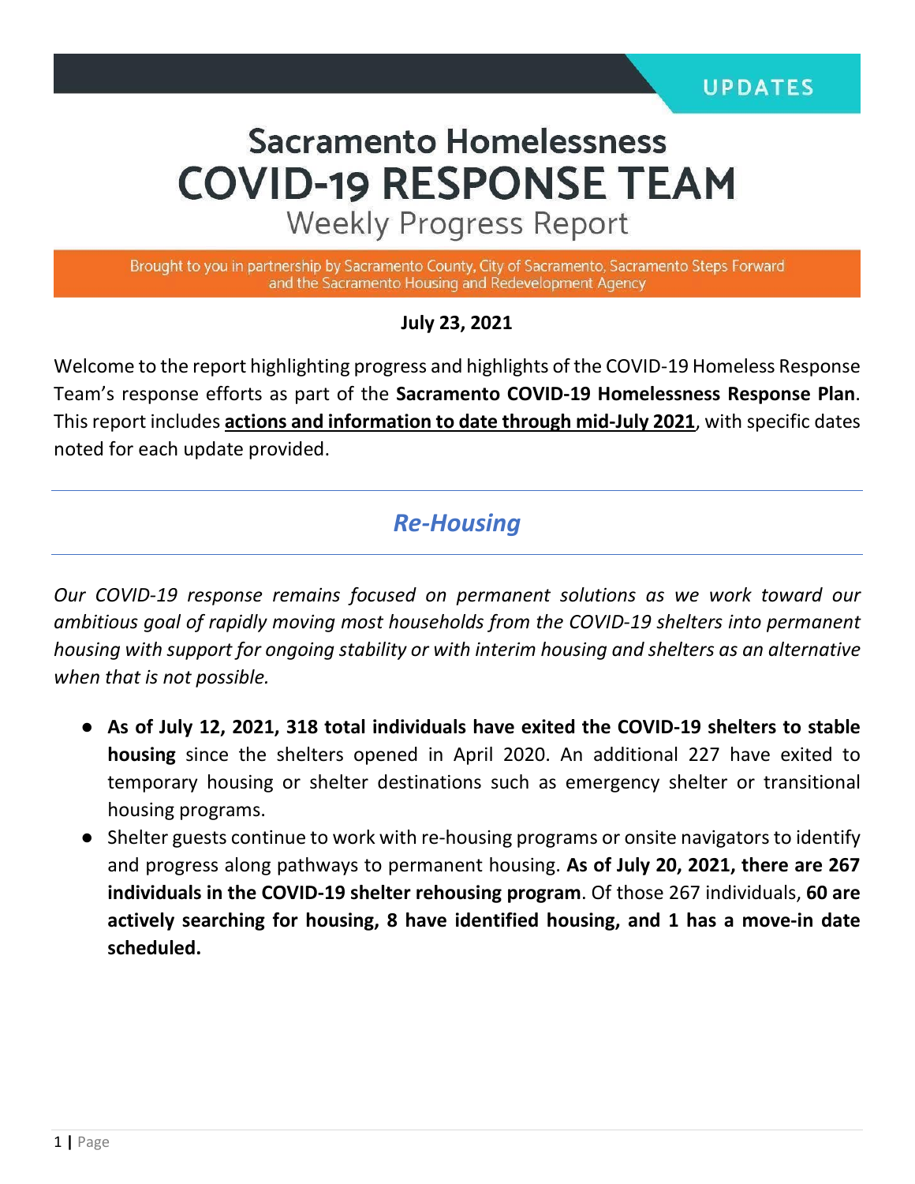UPDATES

# Sacramento Homelessness COVID-19 RESPONSE TEAM

## Weekly Progress Report

Brought to you in partnership by Sacramento County, City of Sacramento, Sacramento Steps Forward and the Sacramento Housing and Redevelopment Agency

**July 23, 2021**

Welcome to the report highlighting progress and highlights of the COVID-19 Homeless Response Team's response efforts as part of the **Sacramento COVID-19 Homelessness Response Plan**. This report includes **actions and information to date through mid-July 2021**, with specific dates noted for each update provided.

## *Re-Housing*

*Our COVID-19 response remains focused on permanent solutions as we work toward our ambitious goal of rapidly moving most households from the COVID-19 shelters into permanent housing with support for ongoing stability or with interim housing and shelters as an alternative when that is not possible.*

- **As of July 12, 2021, 318 total individuals have exited the COVID-19 shelters to stable housing** since the shelters opened in April 2020. An additional 227 have exited to temporary housing or shelter destinations such as emergency shelter or transitional housing programs.
- Shelter guests continue to work with re-housing programs or onsite navigators to identify and progress along pathways to permanent housing. **As of July 20, 2021, there are 267 individuals in the COVID-19 shelter rehousing program**. Of those 267 individuals, **60 are actively searching for housing, 8 have identified housing, and 1 has a move-in date scheduled.**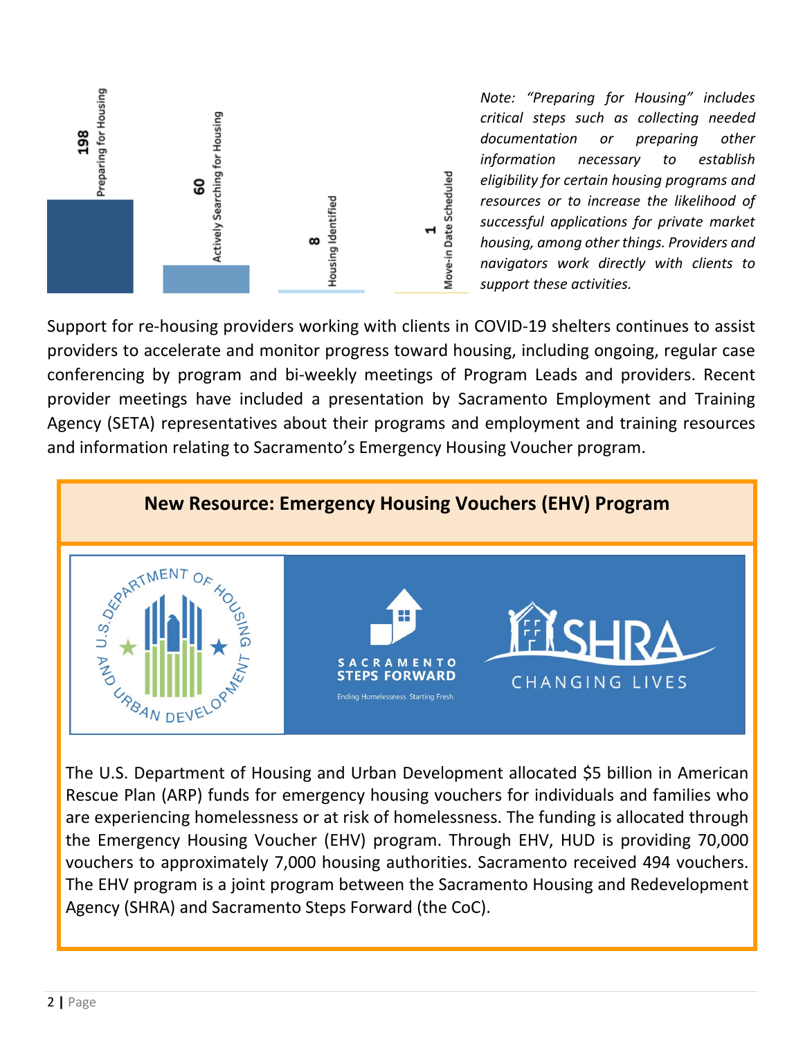| Stage | Count |
|---|---|
| Preparing for Housing | 198 |
| Actively Searching for Housing | 60 |
| Housing Identified | 8 |
| Move-in Date Scheduled | 1 |

*Note: "Preparing for Housing" includes critical steps such as collecting needed documentation or preparing other information necessary to establish eligibility for certain housing programs and resources or to increase the likelihood of successful applications for private market housing, among other things. Providers and navigators work directly with clients to support these activities.*

Support for re-housing providers working with clients in COVID-19 shelters continues to assist providers to accelerate and monitor progress toward housing, including ongoing, regular case conferencing by program and bi-weekly meetings of Program Leads and providers. Recent provider meetings have included a presentation by Sacramento Employment and Training Agency (SETA) representatives about their programs and employment and training resources and information relating to Sacramento's Emergency Housing Voucher program.

## New Resource: Emergency Housing Vouchers (EHV) Program

The U.S. Department of Housing and Urban Development allocated $5 billion in American Rescue Plan (ARP) funds for emergency housing vouchers for individuals and families who are experiencing homelessness or at risk of homelessness. The funding is allocated through the Emergency Housing Voucher (EHV) program. Through EHV, HUD is providing 70,000 vouchers to approximately 7,000 housing authorities. Sacramento received 494 vouchers. The EHV program is a joint program between the Sacramento Housing and Redevelopment Agency (SHRA) and Sacramento Steps Forward (the CoC).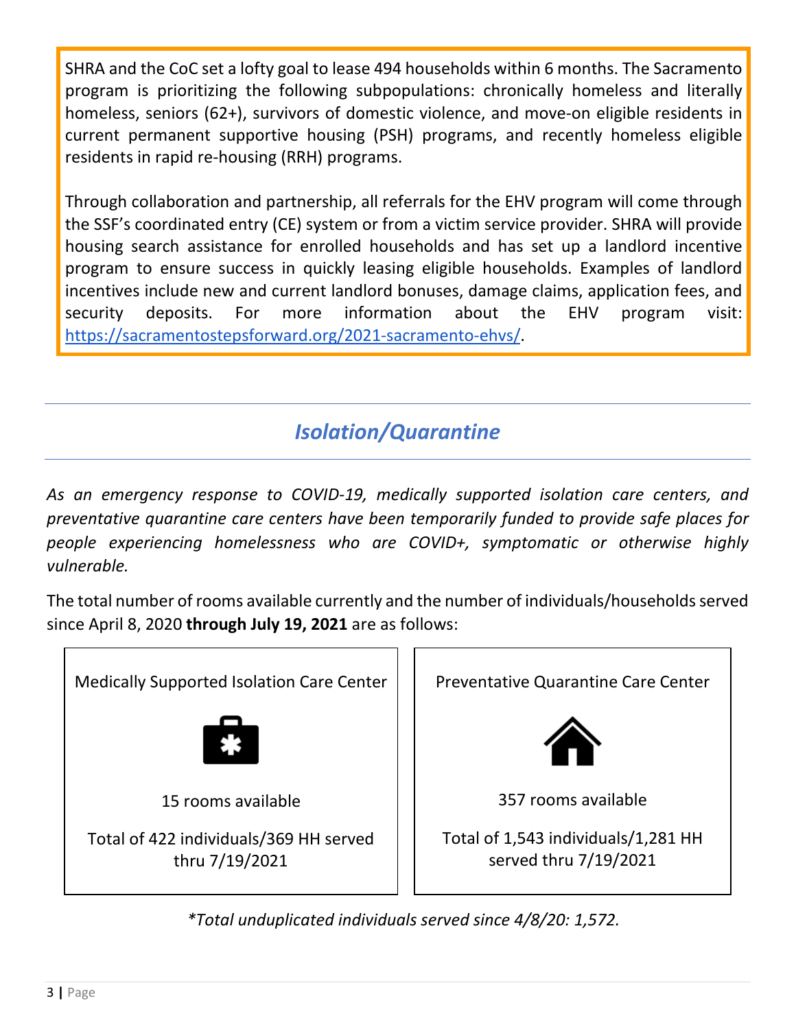SHRA and the CoC set a lofty goal to lease 494 households within 6 months. The Sacramento program is prioritizing the following subpopulations: chronically homeless and literally homeless, seniors (62+), survivors of domestic violence, and move-on eligible residents in current permanent supportive housing (PSH) programs, and recently homeless eligible residents in rapid re-housing (RRH) programs.

Through collaboration and partnership, all referrals for the EHV program will come through the SSF's coordinated entry (CE) system or from a victim service provider. SHRA will provide housing search assistance for enrolled households and has set up a landlord incentive program to ensure success in quickly leasing eligible households. Examples of landlord incentives include new and current landlord bonuses, damage claims, application fees, and security deposits. For more information about the EHV program visit: [https://sacramentostepsforward.org/2021-sacramento-ehvs/](https://sacramentostepsforward.org/2021-sacramento-ehvs/).

## *Isolation/Quarantine*

*As an emergency response to COVID-19, medically supported isolation care centers, and preventative quarantine care centers have been temporarily funded to provide safe places for people experiencing homelessness who are COVID+, symptomatic or otherwise highly vulnerable.*

The total number of rooms available currently and the number of individuals/households served since April 8, 2020 **through July 19, 2021** are as follows:

| Medically Supported Isolation Care Center | Preventative Quarantine Care Center |
| --- | --- |
| 15 rooms available | 357 rooms available |
| Total of 422 individuals/369 HH served thru 7/19/2021 | Total of 1,543 individuals/1,281 HH served thru 7/19/2021 |

*\*Total unduplicated individuals served since 4/8/20: 1,572.*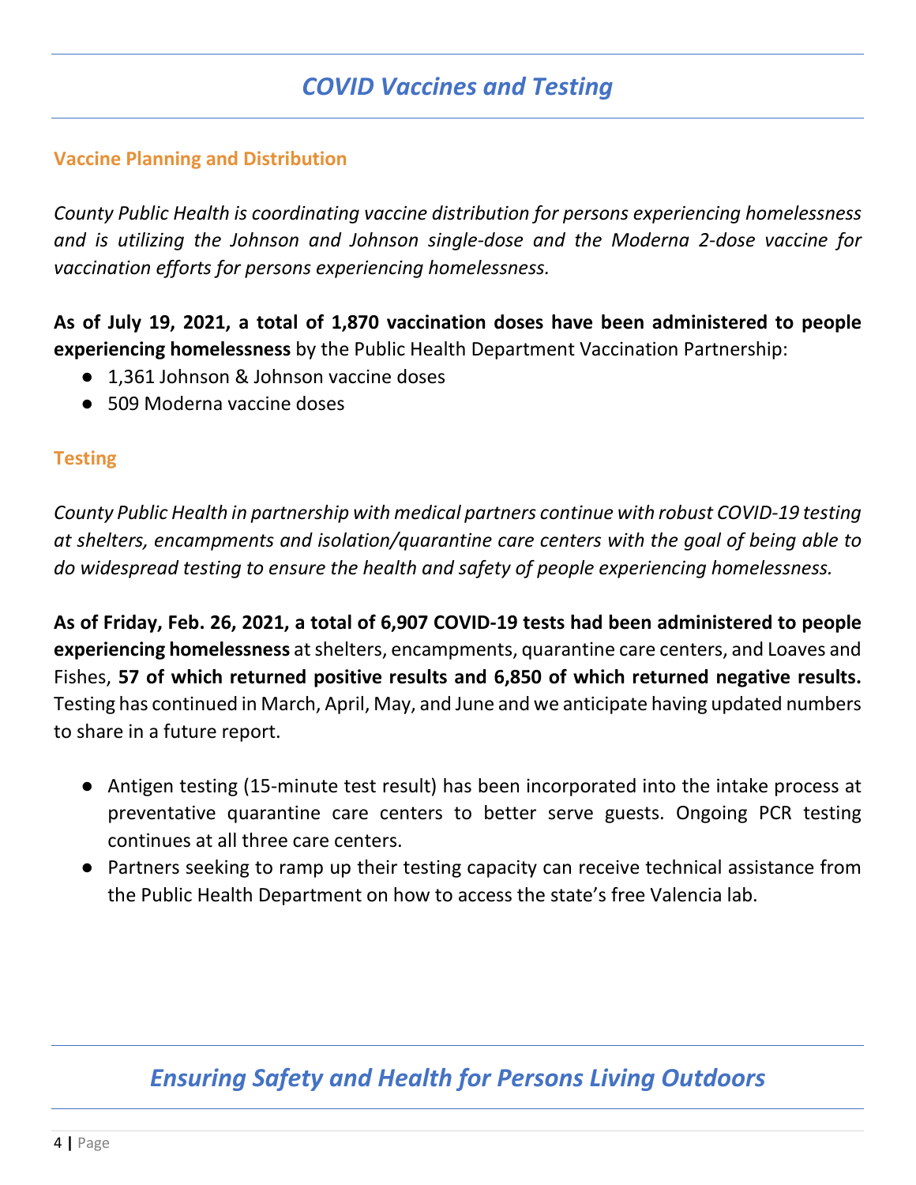# *COVID Vaccines and Testing*

### Vaccine Planning and Distribution

*County Public Health is coordinating vaccine distribution for persons experiencing homelessness and is utilizing the Johnson and Johnson single-dose and the Moderna 2-dose vaccine for vaccination efforts for persons experiencing homelessness.*

**As of July 19, 2021, a total of 1,870 vaccination doses have been administered to people experiencing homelessness** by the Public Health Department Vaccination Partnership:

- 1,361 Johnson & Johnson vaccine doses
- 509 Moderna vaccine doses

### Testing

*County Public Health in partnership with medical partners continue with robust COVID-19 testing at shelters, encampments and isolation/quarantine care centers with the goal of being able to do widespread testing to ensure the health and safety of people experiencing homelessness.*

**As of Friday, Feb. 26, 2021, a total of 6,907 COVID-19 tests had been administered to people experiencing homelessness** at shelters, encampments, quarantine care centers, and Loaves and Fishes, **57 of which returned positive results and 6,850 of which returned negative results.** Testing has continued in March, April, May, and June and we anticipate having updated numbers to share in a future report.

- Antigen testing (15-minute test result) has been incorporated into the intake process at preventative quarantine care centers to better serve guests. Ongoing PCR testing continues at all three care centers.
- Partners seeking to ramp up their testing capacity can receive technical assistance from the Public Health Department on how to access the state's free Valencia lab.

# *Ensuring Safety and Health for Persons Living Outdoors*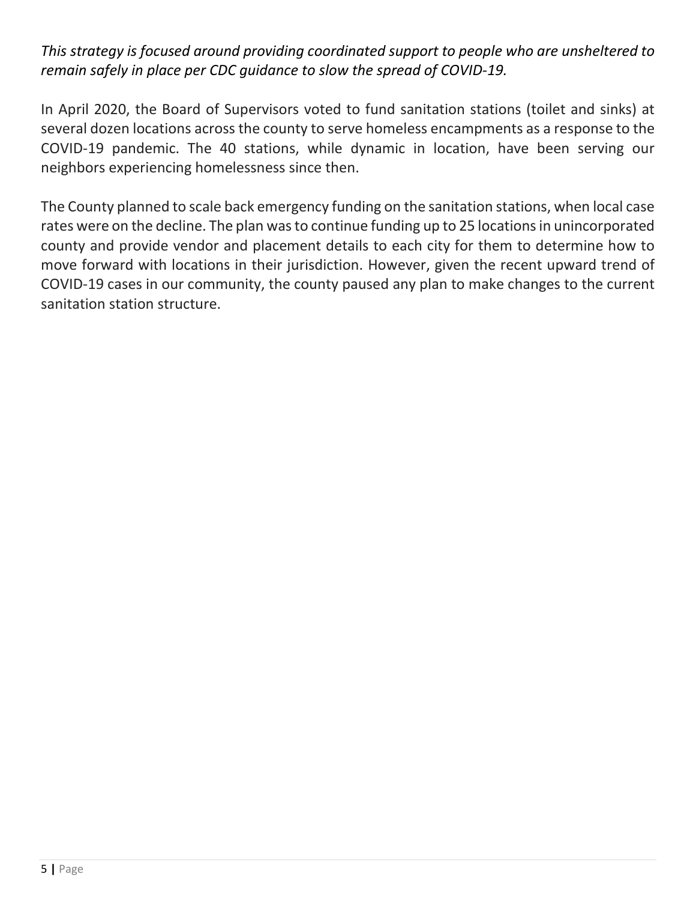*This strategy is focused around providing coordinated support to people who are unsheltered to remain safely in place per CDC guidance to slow the spread of COVID-19.*

In April 2020, the Board of Supervisors voted to fund sanitation stations (toilet and sinks) at several dozen locations across the county to serve homeless encampments as a response to the COVID-19 pandemic. The 40 stations, while dynamic in location, have been serving our neighbors experiencing homelessness since then.

The County planned to scale back emergency funding on the sanitation stations, when local case rates were on the decline. The plan was to continue funding up to 25 locations in unincorporated county and provide vendor and placement details to each city for them to determine how to move forward with locations in their jurisdiction. However, given the recent upward trend of COVID-19 cases in our community, the county paused any plan to make changes to the current sanitation station structure.